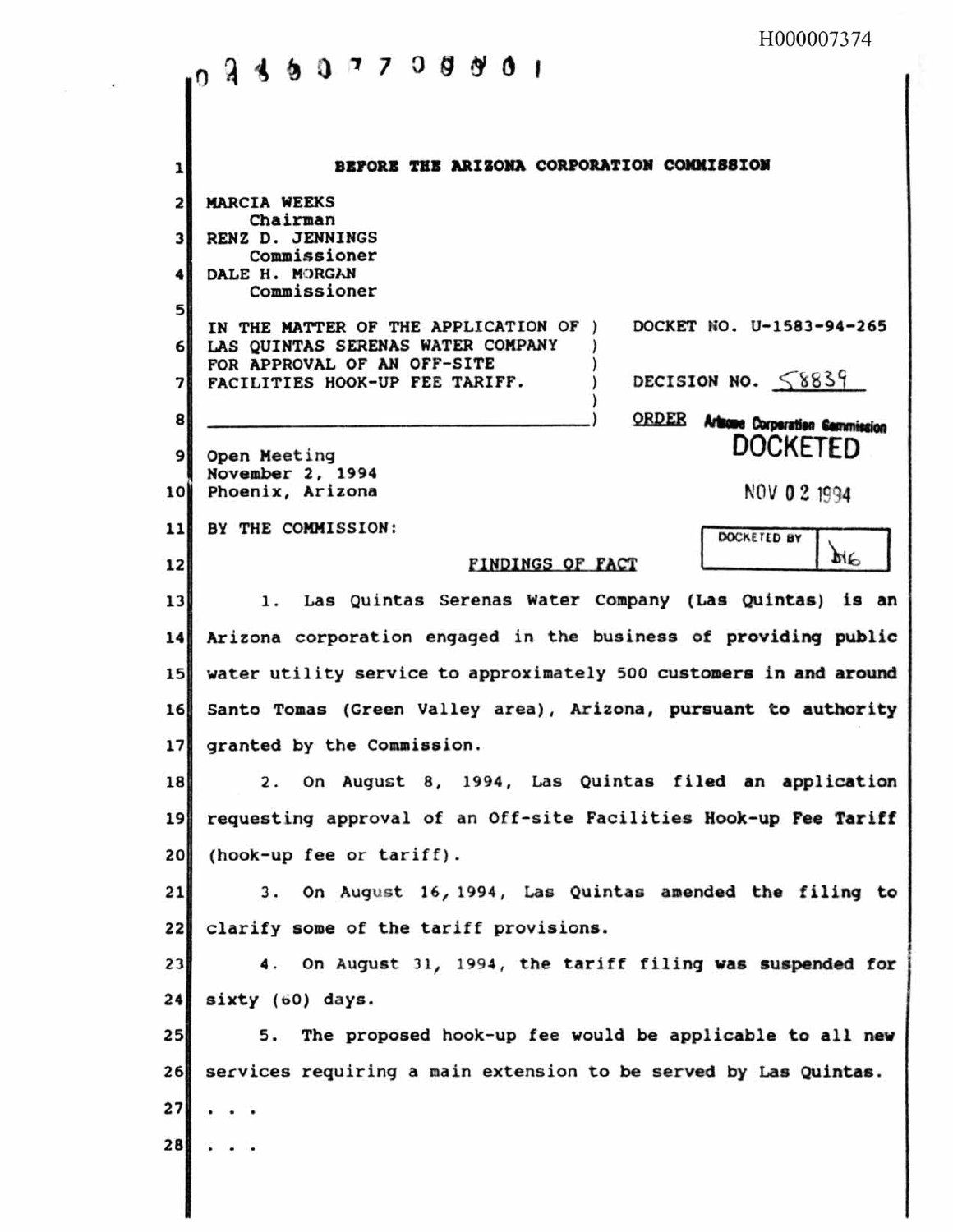# BEFORE THE ARIZONA CORPORATION COMMISSION

MARCIA WEEKS
Chairman
RENZ D. JENNINGS
Commissioner
DALE H. MORGAN
Commissioner

IN THE MATTER OF THE APPLICATION OF LAS QUINTAS SERENAS WATER COMPANY FOR APPROVAL OF AN OFF-SITE FACILITIES HOOK-UP FEE TARIFF.

DOCKET NO. U-1583-94-265

DECISION NO. 58839

ORDER

Arizona Corporation Commission
DOCKETED
NOV 02 1994
DOCKETED BY

Open Meeting
November 2, 1994
Phoenix, Arizona

BY THE COMMISSION:

## FINDINGS OF FACT

1. Las Quintas Serenas Water Company (Las Quintas) is an Arizona corporation engaged in the business of providing public water utility service to approximately 500 customers in and around Santo Tomas (Green Valley area), Arizona, pursuant to authority granted by the Commission.

2. On August 8, 1994, Las Quintas filed an application requesting approval of an Off-site Facilities Hook-up Fee Tariff (hook-up fee or tariff).

3. On August 16, 1994, Las Quintas amended the filing to clarify some of the tariff provisions.

4. On August 31, 1994, the tariff filing was suspended for sixty (60) days.

5. The proposed hook-up fee would be applicable to all new services requiring a main extension to be served by Las Quintas.

. . .

. . .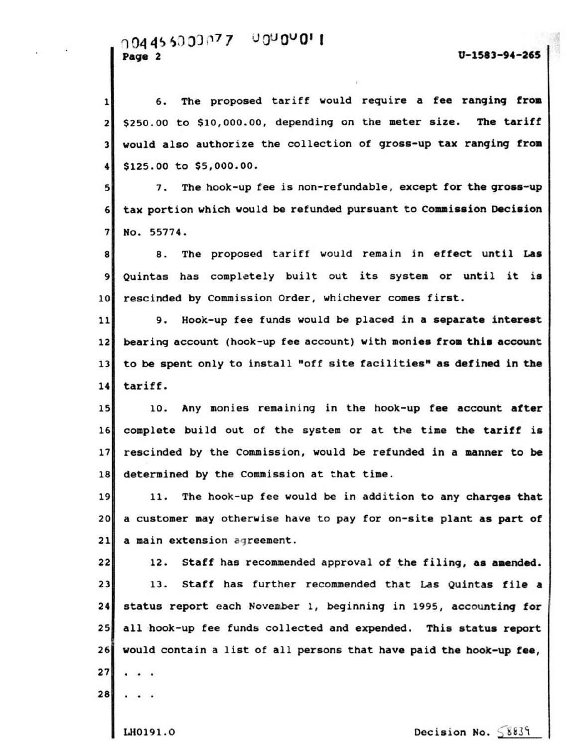6. The proposed tariff would require a fee ranging from $250.00 to $10,000.00, depending on the meter size. The tariff would also authorize the collection of gross-up tax ranging from $125.00 to $5,000.00.

7. The hook-up fee is non-refundable, except for the gross-up tax portion which would be refunded pursuant to Commission Decision No. 55774.

8. The proposed tariff would remain in effect until Las Quintas has completely built out its system or until it is rescinded by Commission Order, whichever comes first.

9. Hook-up fee funds would be placed in a separate interest bearing account (hook-up fee account) with monies from this account to be spent only to install "off site facilities" as defined in the tariff.

10. Any monies remaining in the hook-up fee account after complete build out of the system or at the time the tariff is rescinded by the Commission, would be refunded in a manner to be determined by the Commission at that time.

11. The hook-up fee would be in addition to any charges that a customer may otherwise have to pay for on-site plant as part of a main extension agreement.

12. Staff has recommended approval of the filing, as amended.

13. Staff has further recommended that Las Quintas file a status report each November 1, beginning in 1995, accounting for all hook-up fee funds collected and expended. This status report would contain a list of all persons that have paid the hook-up fee,

. . .

. . .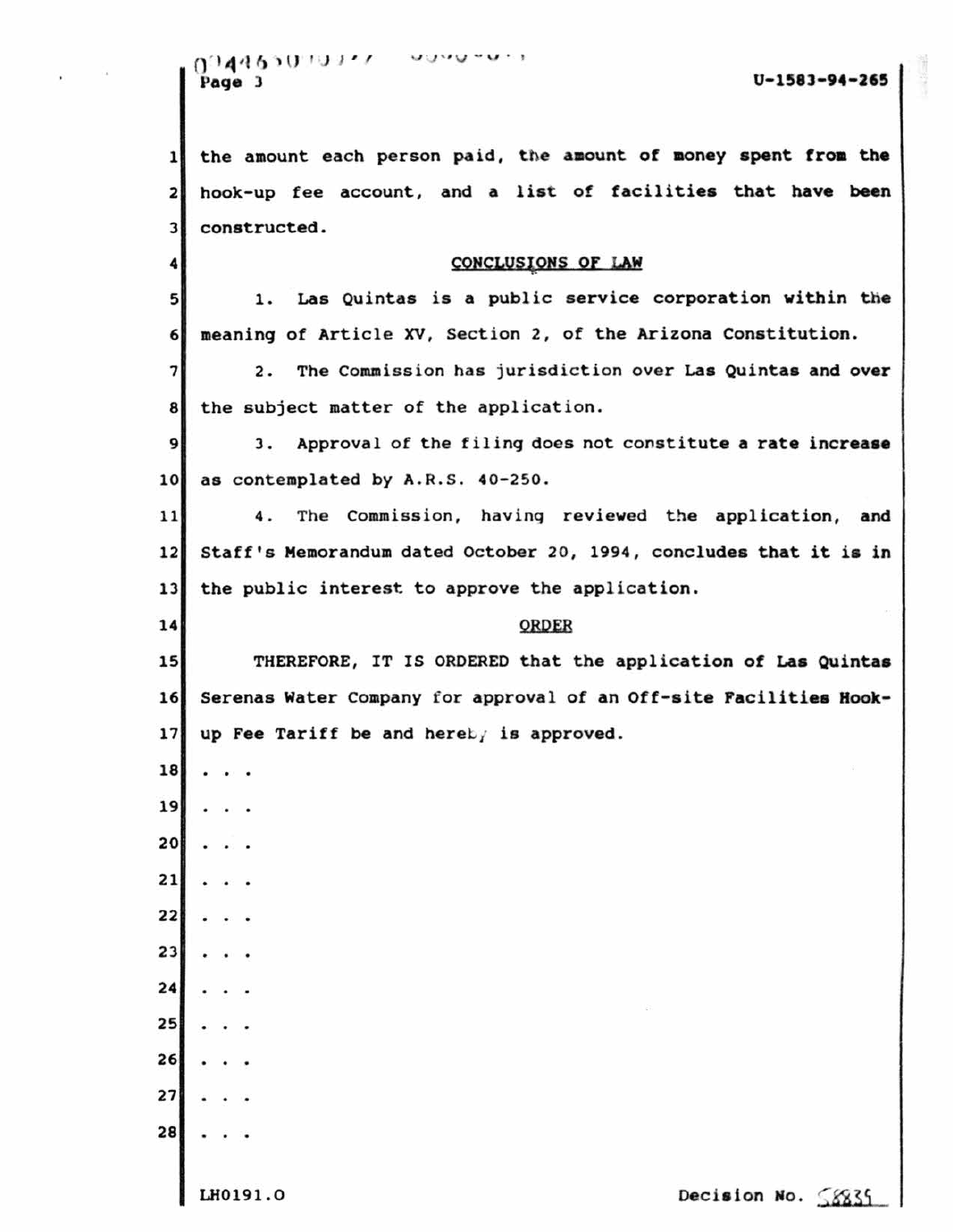the amount each person paid, the amount of money spent from the hook-up fee account, and a list of facilities that have been constructed.

## CONCLUSIONS OF LAW

1. Las Quintas is a public service corporation within the meaning of Article XV, Section 2, of the Arizona Constitution.

2. The Commission has jurisdiction over Las Quintas and over the subject matter of the application.

3. Approval of the filing does not constitute a rate increase as contemplated by A.R.S. 40-250.

4. The Commission, having reviewed the application, and Staff's Memorandum dated October 20, 1994, concludes that it is in the public interest to approve the application.

## ORDER

THEREFORE, IT IS ORDERED that the application of Las Quintas Serenas Water Company for approval of an Off-site Facilities Hook-up Fee Tariff be and hereby is approved.

. . .

. . .

. . .

. . .

. . .

. . .

. . .

. . .

. . .

. . .

. . .

LH0191.O

Decision No. 58835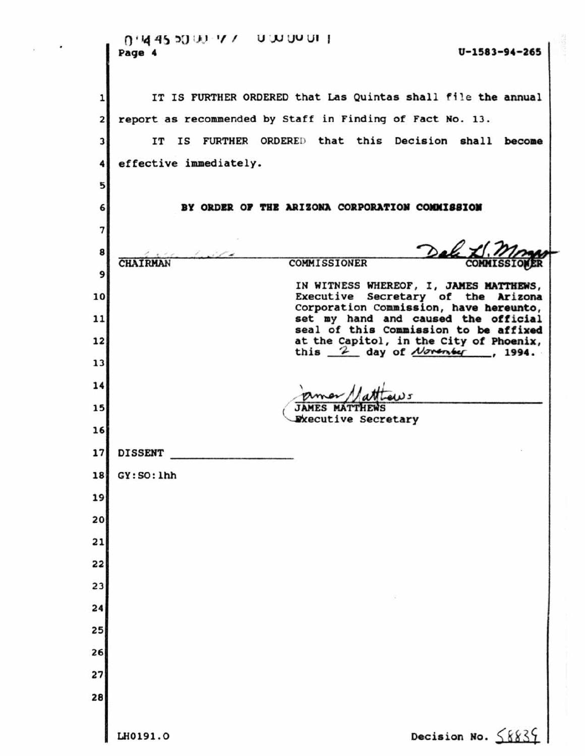IT IS FURTHER ORDERED that Las Quintas shall file the annual report as recommended by Staff in Finding of Fact No. 13.

IT IS FURTHER ORDERED that this Decision shall become effective immediately.

**BY ORDER OF THE ARIZONA CORPORATION COMMISSION**

| | | |
|---|---|---|
| CHAIRMAN | COMMISSIONER | COMMISSIONER |

IN WITNESS WHEREOF, I, JAMES MATTHEWS, Executive Secretary of the Arizona Corporation Commission, have hereunto, set my hand and caused the official seal of this Commission to be affixed at the Capitol, in the City of Phoenix, this 2 day of November, 1994.

JAMES MATTHEWS
Executive Secretary

DISSENT \_\_\_\_\_\_\_\_\_\_\_\_\_\_\_\_\_\_

GY:SO:lhh

LH0191.O

Decision No. 58839